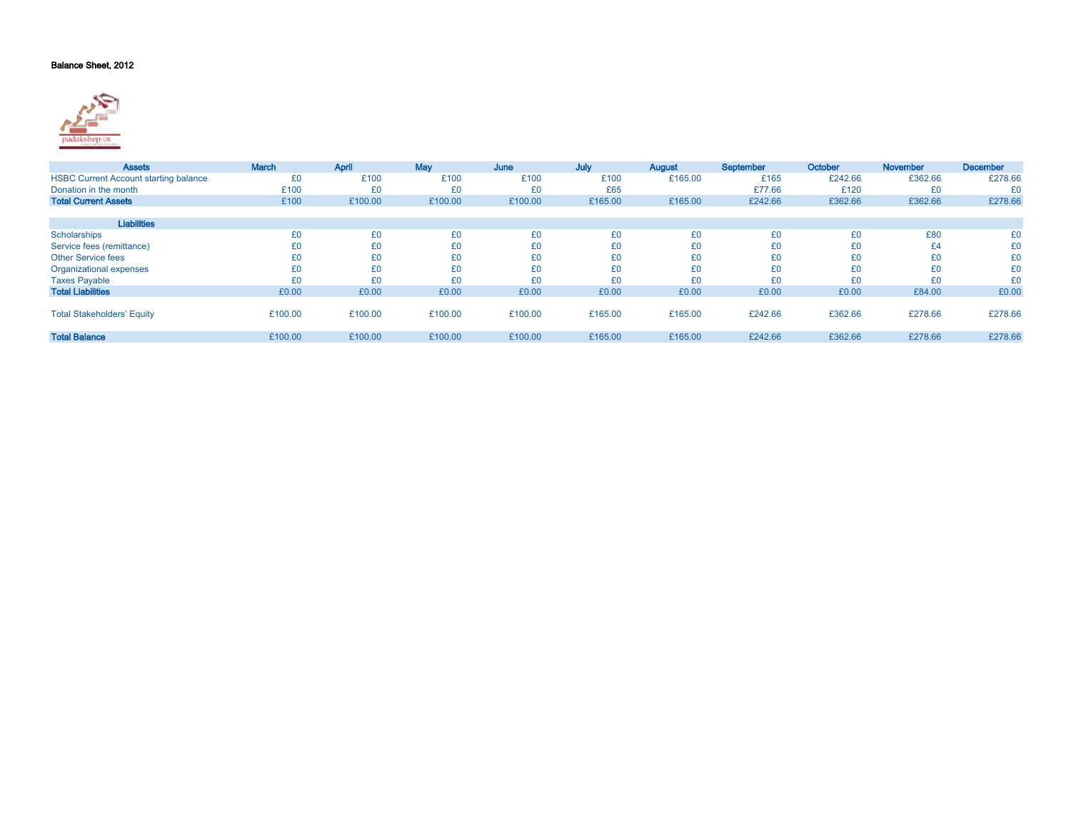**Balance Sheet, 2012**

| Assets | March | April | May | June | July | August | September | October | November | December |
|---|---|---|---|---|---|---|---|---|---|---|
| HSBC Current Account starting balance | £0 | £100 | £100 | £100 | £100 | £165.00 | £165 | £242.66 | £362.66 | £278.66 |
| Donation in the month | £100 | £0 | £0 | £0 | £65 | | £77.66 | £120 | £0 | £0 |
| **Total Current Assets** | £100 | £100.00 | £100.00 | £100.00 | £165.00 | £165.00 | £242.66 | £362.66 | £362.66 | £278.66 |
| | | | | | | | | | | |
| **Liabilities** | | | | | | | | | | |
| Scholarships | £0 | £0 | £0 | £0 | £0 | £0 | £0 | £0 | £80 | £0 |
| Service fees (remittance) | £0 | £0 | £0 | £0 | £0 | £0 | £0 | £0 | £4 | £0 |
| Other Service fees | £0 | £0 | £0 | £0 | £0 | £0 | £0 | £0 | £0 | £0 |
| Organizational expenses | £0 | £0 | £0 | £0 | £0 | £0 | £0 | £0 | £0 | £0 |
| Taxes Payable | £0 | £0 | £0 | £0 | £0 | £0 | £0 | £0 | £0 | £0 |
| **Total Liabilities** | £0.00 | £0.00 | £0.00 | £0.00 | £0.00 | £0.00 | £0.00 | £0.00 | £84.00 | £0.00 |
| | | | | | | | | | | |
| Total Stakeholders' Equity | £100.00 | £100.00 | £100.00 | £100.00 | £165.00 | £165.00 | £242.66 | £362.66 | £278.66 | £278.66 |
| | | | | | | | | | | |
| **Total Balance** | £100.00 | £100.00 | £100.00 | £100.00 | £165.00 | £165.00 | £242.66 | £362.66 | £278.66 | £278.66 |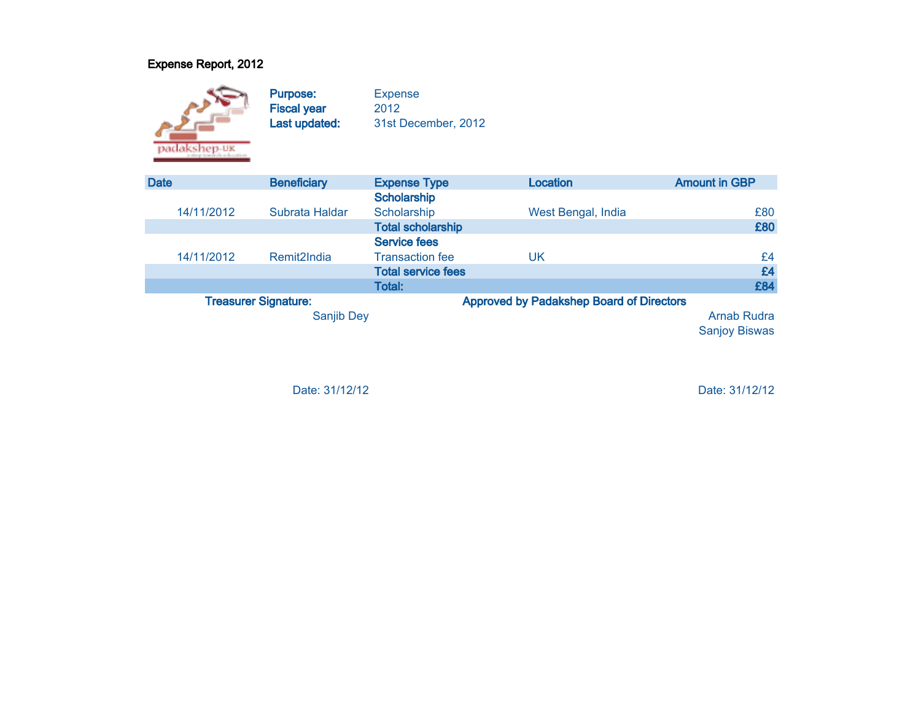# Expense Report, 2012

**Purpose:** Expense
**Fiscal year** 2012
**Last updated:** 31st December, 2012

| Date | Beneficiary | Expense Type | Location | Amount in GBP |
|---|---|---|---|---|
| | | **Scholarship** | | |
| 14/11/2012 | Subrata Haldar | Scholarship | West Bengal, India | £80 |
| | | **Total scholarship** | | **£80** |
| | | **Service fees** | | |
| 14/11/2012 | Remit2India | Transaction fee | UK | £4 |
| | | **Total service fees** | | **£4** |
| | | **Total:** | | **£84** |

**Treasurer Signature:**
Sanjib Dey

Date: 31/12/12

**Approved by Padakshep Board of Directors**
Arnab Rudra
Sanjoy Biswas

Date: 31/12/12